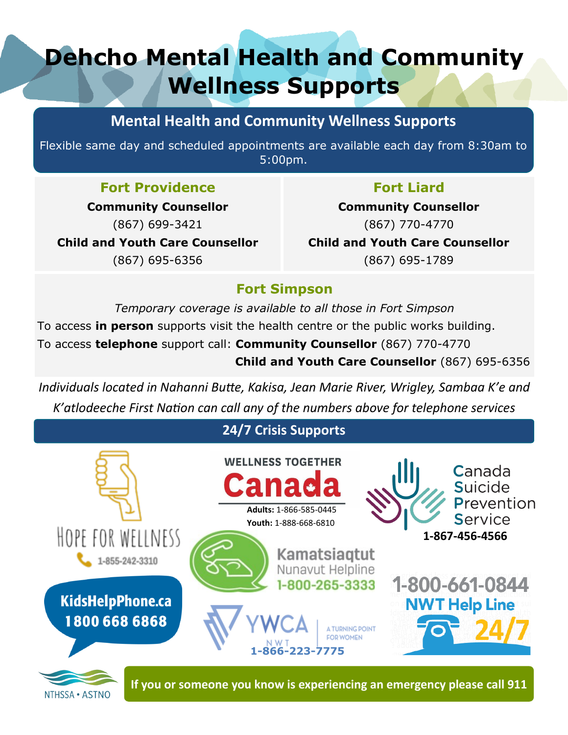# Dehcho Mental Health and Community Wellness Supports

## Mental Health and Community Wellness Supports

Flexible same day and scheduled appointments are available each day from 8:30am to 5:00pm.

### Fort Providence

**Community Counsellor**
(867) 699-3421
**Child and Youth Care Counsellor**
(867) 695-6356

### Fort Liard

**Community Counsellor**
(867) 770-4770
**Child and Youth Care Counsellor**
(867) 695-1789

### Fort Simpson

*Temporary coverage is available to all those in Fort Simpson*

To access **in person** supports visit the health centre or the public works building.

To access **telephone** support call: **Community Counsellor** (867) 770-4770
**Child and Youth Care Counsellor** (867) 695-6356

*Individuals located in Nahanni Butte, Kakisa, Jean Marie River, Wrigley, Sambaa K'e and K'atlodeeche First Nation can call any of the numbers above for telephone services*

## 24/7 Crisis Supports

**Hope for Wellness** 1-855-242-3310

**Wellness Together Canada**
**Adults:** 1-866-585-0445
**Youth:** 1-888-668-6810

**Canada Suicide Prevention Service** 1-867-456-4566

**KidsHelpPhone.ca** 1 800 668 6868

**Kamatsiaqtut Nunavut Helpline** 1-800-265-3333

**NWT Help Line 24/7** 1-800-661-0844

**YWCA NWT – A Turning Point for Women** 1-866-223-7775

NTHSSA • ASTNO

**If you or someone you know is experiencing an emergency please call 911**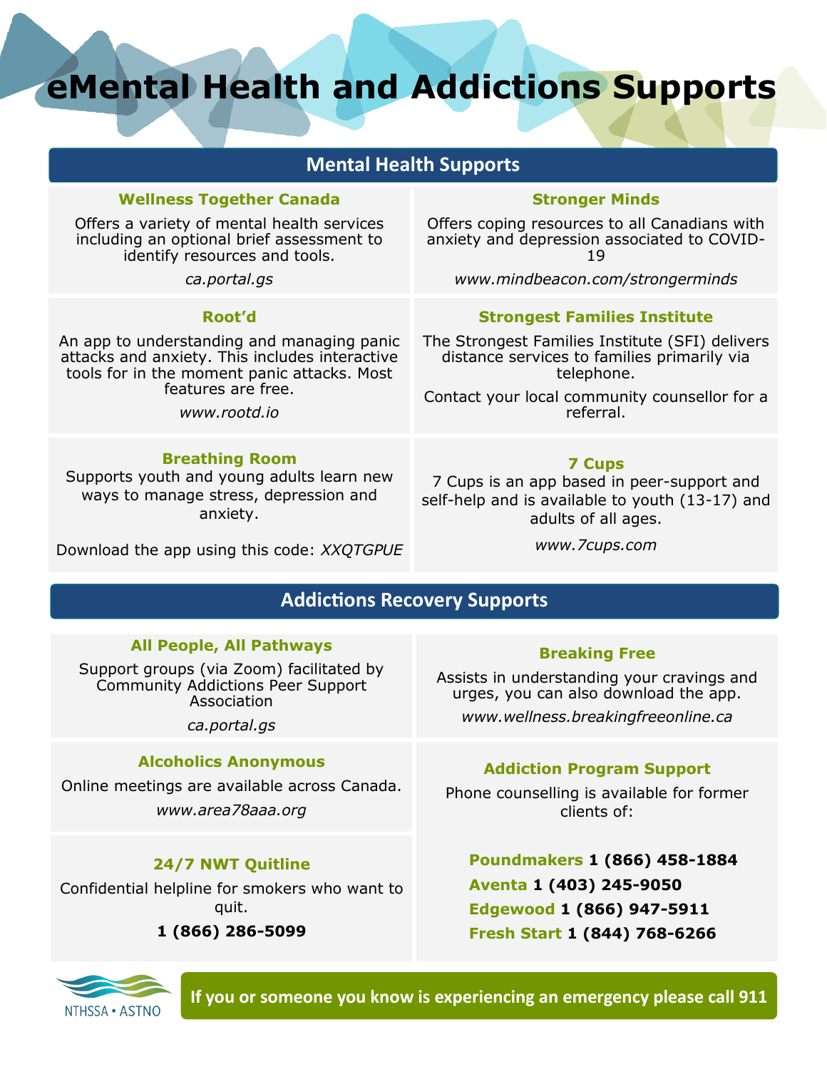# eMental Health and Addictions Supports

## Mental Health Supports

### Wellness Together Canada

Offers a variety of mental health services including an optional brief assessment to identify resources and tools.

*ca.portal.gs*

### Stronger Minds

Offers coping resources to all Canadians with anxiety and depression associated to COVID-19

*www.mindbeacon.com/strongerminds*

### Root'd

An app to understanding and managing panic attacks and anxiety. This includes interactive tools for in the moment panic attacks. Most features are free.

*www.rootd.io*

### Strongest Families Institute

The Strongest Families Institute (SFI) delivers distance services to families primarily via telephone.

Contact your local community counsellor for a referral.

### Breathing Room

Supports youth and young adults learn new ways to manage stress, depression and anxiety.

Download the app using this code: *XXQTGPUE*

### 7 Cups

7 Cups is an app based in peer-support and self-help and is available to youth (13-17) and adults of all ages.

*www.7cups.com*

## Addictions Recovery Supports

### All People, All Pathways

Support groups (via Zoom) facilitated by Community Addictions Peer Support Association

*ca.portal.gs*

### Breaking Free

Assists in understanding your cravings and urges, you can also download the app.

*www.wellness.breakingfreeonline.ca*

### Alcoholics Anonymous

Online meetings are available across Canada.

*www.area78aaa.org*

### Addiction Program Support

Phone counselling is available for former clients of:

**Poundmakers 1 (866) 458-1884**
**Aventa 1 (403) 245-9050**
**Edgewood 1 (866) 947-5911**
**Fresh Start 1 (844) 768-6266**

### 24/7 NWT Quitline

Confidential helpline for smokers who want to quit.

**1 (866) 286-5099**

NTHSSA • ASTNO

**If you or someone you know is experiencing an emergency please call 911**